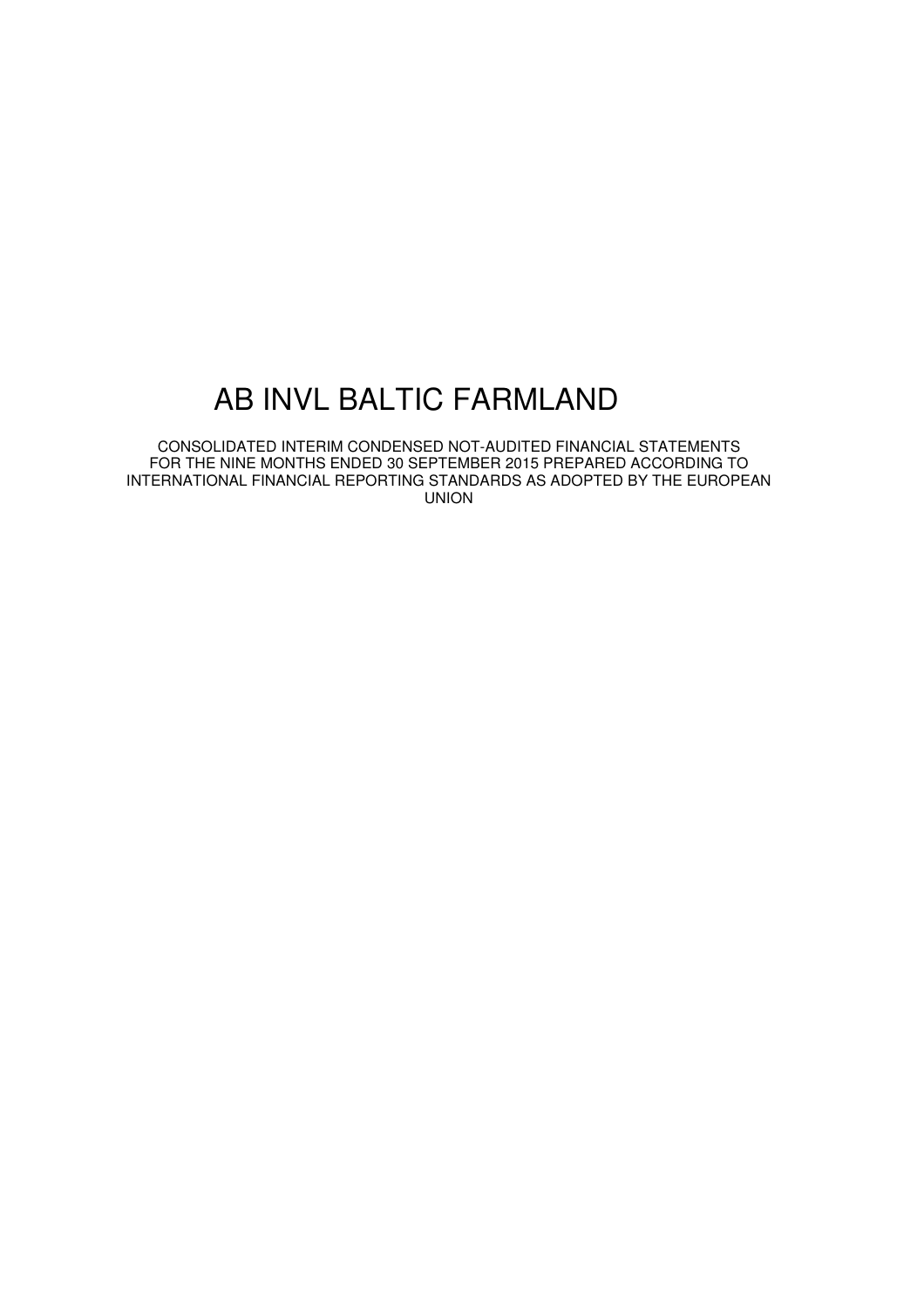# AB INVL BALTIC FARMLAND

CONSOLIDATED INTERIM CONDENSED NOT-AUDITED FINANCIAL STATEMENTS FOR THE NINE MONTHS ENDED 30 SEPTEMBER 2015 PREPARED ACCORDING TO INTERNATIONAL FINANCIAL REPORTING STANDARDS AS ADOPTED BY THE EUROPEAN UNION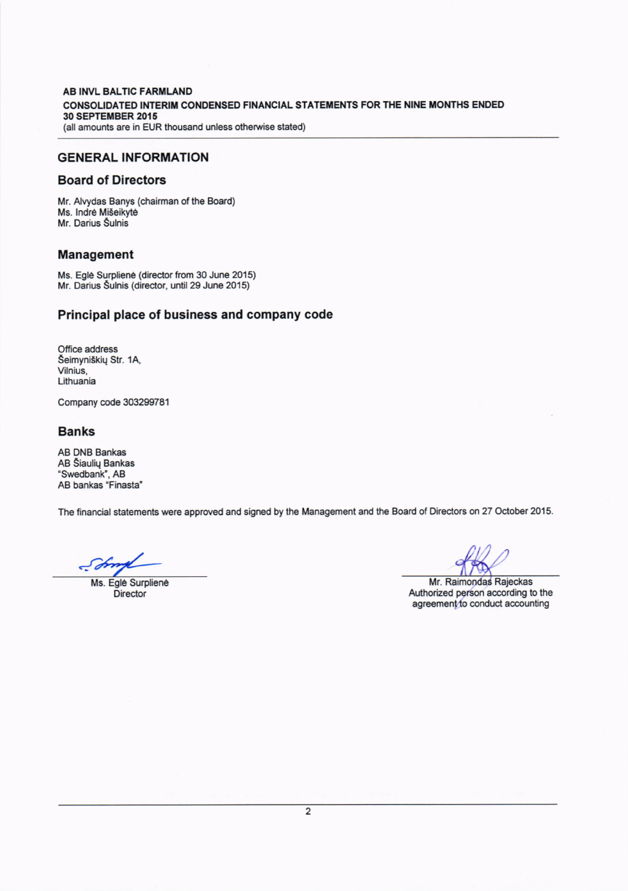**AB INVL BALTIC FARMLAND**
**CONSOLIDATED INTERIM CONDENSED FINANCIAL STATEMENTS FOR THE NINE MONTHS ENDED 30 SEPTEMBER 2015**
(all amounts are in EUR thousand unless otherwise stated)

## GENERAL INFORMATION

### Board of Directors

Mr. Alvydas Banys (chairman of the Board)
Ms. Indrė Mišeikytė
Mr. Darius Šulnis

### Management

Ms. Eglė Surplienė (director from 30 June 2015)
Mr. Darius Šulnis (director, until 29 June 2015)

### Principal place of business and company code

Office address
Šeimyniškių Str. 1A,
Vilnius,
Lithuania

Company code 303299781

### Banks

AB DNB Bankas
AB Šiaulių Bankas
"Swedbank", AB
AB bankas "Finasta"

The financial statements were approved and signed by the Management and the Board of Directors on 27 October 2015.

Ms. Eglė Surplienė
Director

Mr. Raimondas Rajeckas
Authorized person according to the agreement to conduct accounting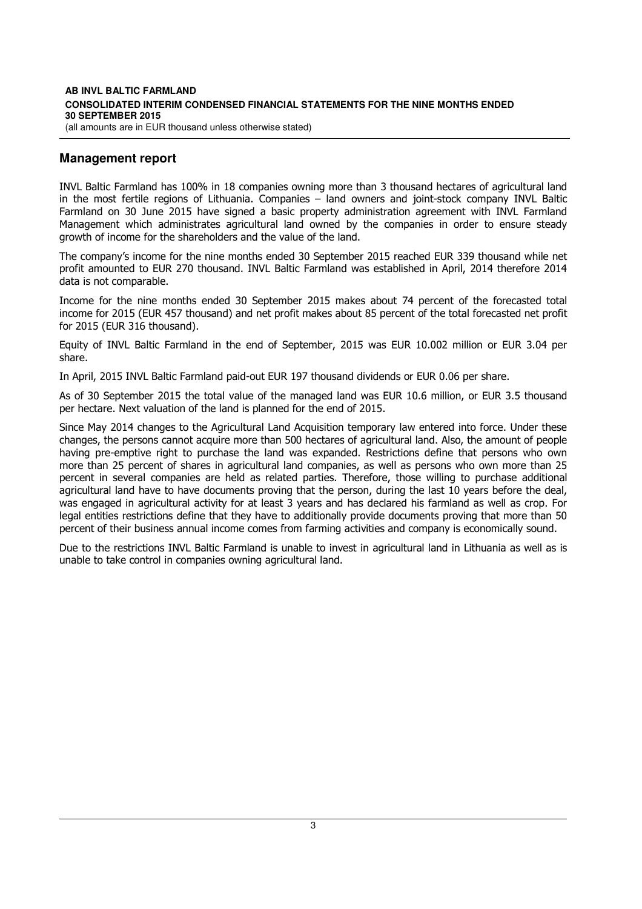## Management report

INVL Baltic Farmland has 100% in 18 companies owning more than 3 thousand hectares of agricultural land in the most fertile regions of Lithuania. Companies – land owners and joint-stock company INVL Baltic Farmland on 30 June 2015 have signed a basic property administration agreement with INVL Farmland Management which administrates agricultural land owned by the companies in order to ensure steady growth of income for the shareholders and the value of the land.

The company's income for the nine months ended 30 September 2015 reached EUR 339 thousand while net profit amounted to EUR 270 thousand. INVL Baltic Farmland was established in April, 2014 therefore 2014 data is not comparable.

Income for the nine months ended 30 September 2015 makes about 74 percent of the forecasted total income for 2015 (EUR 457 thousand) and net profit makes about 85 percent of the total forecasted net profit for 2015 (EUR 316 thousand).

Equity of INVL Baltic Farmland in the end of September, 2015 was EUR 10.002 million or EUR 3.04 per share.

In April, 2015 INVL Baltic Farmland paid-out EUR 197 thousand dividends or EUR 0.06 per share.

As of 30 September 2015 the total value of the managed land was EUR 10.6 million, or EUR 3.5 thousand per hectare. Next valuation of the land is planned for the end of 2015.

Since May 2014 changes to the Agricultural Land Acquisition temporary law entered into force. Under these changes, the persons cannot acquire more than 500 hectares of agricultural land. Also, the amount of people having pre-emptive right to purchase the land was expanded. Restrictions define that persons who own more than 25 percent of shares in agricultural land companies, as well as persons who own more than 25 percent in several companies are held as related parties. Therefore, those willing to purchase additional agricultural land have to have documents proving that the person, during the last 10 years before the deal, was engaged in agricultural activity for at least 3 years and has declared his farmland as well as crop. For legal entities restrictions define that they have to additionally provide documents proving that more than 50 percent of their business annual income comes from farming activities and company is economically sound.

Due to the restrictions INVL Baltic Farmland is unable to invest in agricultural land in Lithuania as well as is unable to take control in companies owning agricultural land.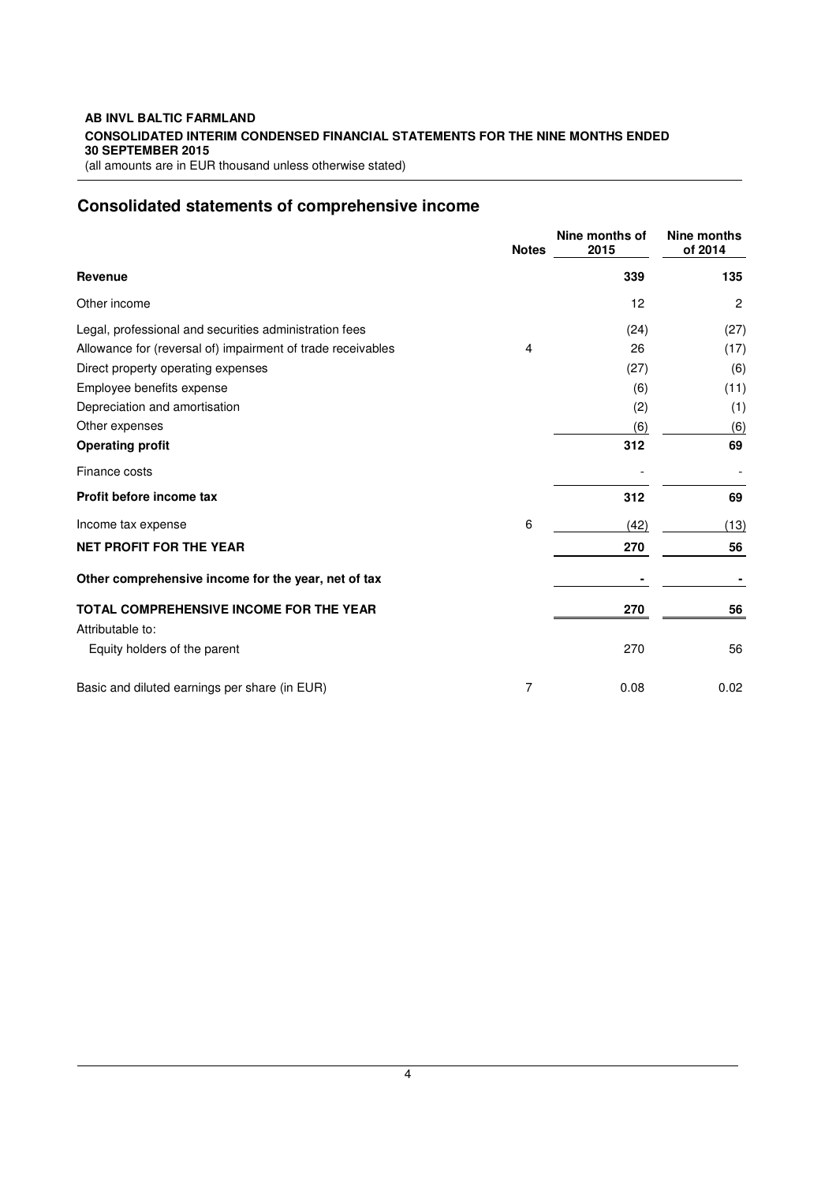**AB INVL BALTIC FARMLAND**
**CONSOLIDATED INTERIM CONDENSED FINANCIAL STATEMENTS FOR THE NINE MONTHS ENDED 30 SEPTEMBER 2015**
(all amounts are in EUR thousand unless otherwise stated)

## Consolidated statements of comprehensive income

| | Notes | Nine months of 2015 | Nine months of 2014 |
|---|---|---|---|
| **Revenue** | | **339** | **135** |
| Other income | | 12 | 2 |
| Legal, professional and securities administration fees | | (24) | (27) |
| Allowance for (reversal of) impairment of trade receivables | 4 | 26 | (17) |
| Direct property operating expenses | | (27) | (6) |
| Employee benefits expense | | (6) | (11) |
| Depreciation and amortisation | | (2) | (1) |
| Other expenses | | (6) | (6) |
| **Operating profit** | | **312** | **69** |
| Finance costs | | - | - |
| **Profit before income tax** | | **312** | **69** |
| Income tax expense | 6 | (42) | (13) |
| **NET PROFIT FOR THE YEAR** | | **270** | **56** |
| **Other comprehensive income for the year, net of tax** | | **-** | **-** |
| **TOTAL COMPREHENSIVE INCOME FOR THE YEAR** | | **270** | **56** |
| Attributable to: | | | |
| Equity holders of the parent | | 270 | 56 |
| Basic and diluted earnings per share (in EUR) | 7 | 0.08 | 0.02 |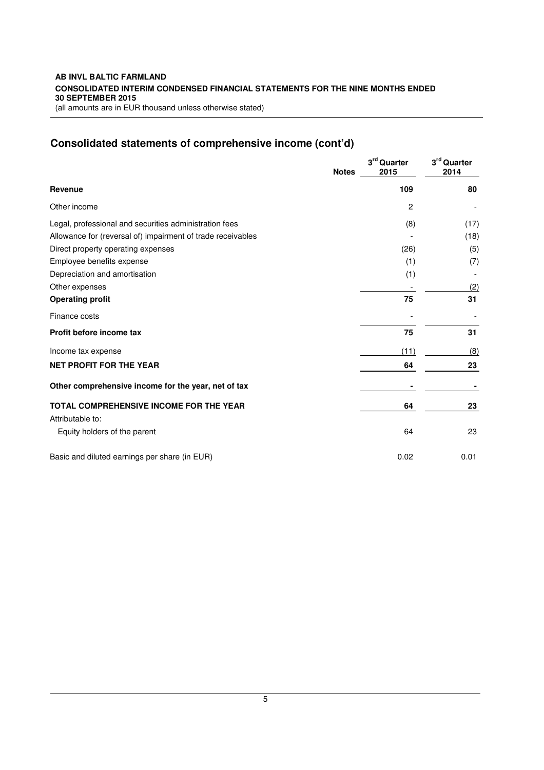**AB INVL BALTIC FARMLAND**
**CONSOLIDATED INTERIM CONDENSED FINANCIAL STATEMENTS FOR THE NINE MONTHS ENDED 30 SEPTEMBER 2015**
(all amounts are in EUR thousand unless otherwise stated)

## Consolidated statements of comprehensive income (cont'd)

| | Notes | 3rd Quarter 2015 | 3rd Quarter 2014 |
|---|---|---|---|
| **Revenue** | | **109** | **80** |
| Other income | | 2 | - |
| Legal, professional and securities administration fees | | (8) | (17) |
| Allowance for (reversal of) impairment of trade receivables | | - | (18) |
| Direct property operating expenses | | (26) | (5) |
| Employee benefits expense | | (1) | (7) |
| Depreciation and amortisation | | (1) | - |
| Other expenses | | - | (2) |
| **Operating profit** | | **75** | **31** |
| Finance costs | | - | - |
| **Profit before income tax** | | **75** | **31** |
| Income tax expense | | (11) | (8) |
| **NET PROFIT FOR THE YEAR** | | **64** | **23** |
| **Other comprehensive income for the year, net of tax** | | **-** | **-** |
| **TOTAL COMPREHENSIVE INCOME FOR THE YEAR** | | **64** | **23** |
| Attributable to: | | | |
| Equity holders of the parent | | 64 | 23 |
| Basic and diluted earnings per share (in EUR) | | 0.02 | 0.01 |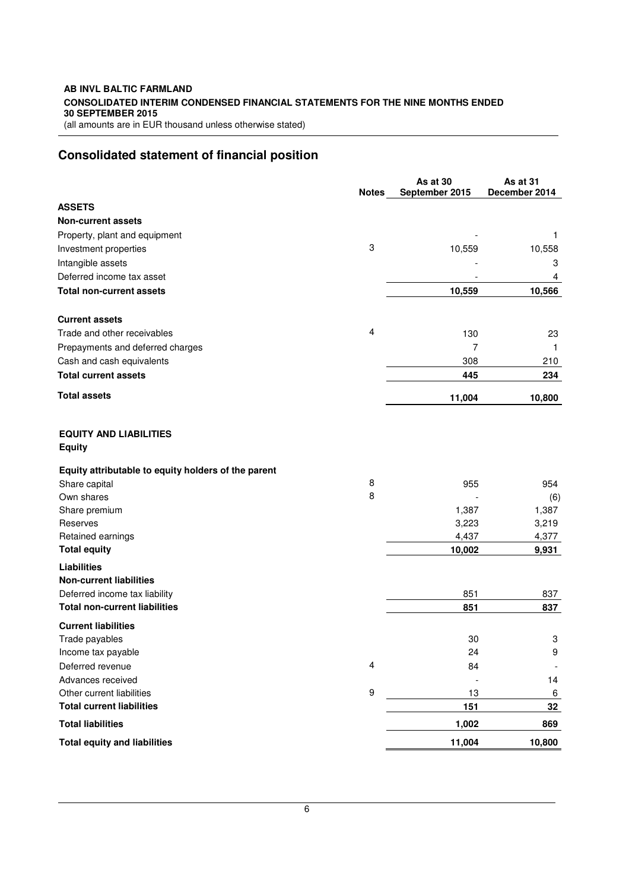**AB INVL BALTIC FARMLAND**
**CONSOLIDATED INTERIM CONDENSED FINANCIAL STATEMENTS FOR THE NINE MONTHS ENDED 30 SEPTEMBER 2015**
(all amounts are in EUR thousand unless otherwise stated)

## Consolidated statement of financial position

| | Notes | As at 30 September 2015 | As at 31 December 2014 |
|---|---|---|---|
| **ASSETS** | | | |
| **Non-current assets** | | | |
| Property, plant and equipment | | - | 1 |
| Investment properties | 3 | 10,559 | 10,558 |
| Intangible assets | | - | 3 |
| Deferred income tax asset | | - | 4 |
| **Total non-current assets** | | **10,559** | **10,566** |
| **Current assets** | | | |
| Trade and other receivables | 4 | 130 | 23 |
| Prepayments and deferred charges | | 7 | 1 |
| Cash and cash equivalents | | 308 | 210 |
| **Total current assets** | | **445** | **234** |
| **Total assets** | | **11,004** | **10,800** |
| **EQUITY AND LIABILITIES** | | | |
| **Equity** | | | |
| **Equity attributable to equity holders of the parent** | | | |
| Share capital | 8 | 955 | 954 |
| Own shares | 8 | - | (6) |
| Share premium | | 1,387 | 1,387 |
| Reserves | | 3,223 | 3,219 |
| Retained earnings | | 4,437 | 4,377 |
| **Total equity** | | **10,002** | **9,931** |
| **Liabilities** | | | |
| **Non-current liabilities** | | | |
| Deferred income tax liability | | 851 | 837 |
| **Total non-current liabilities** | | **851** | **837** |
| **Current liabilities** | | | |
| Trade payables | | 30 | 3 |
| Income tax payable | | 24 | 9 |
| Deferred revenue | 4 | 84 | - |
| Advances received | | - | 14 |
| Other current liabilities | 9 | 13 | 6 |
| **Total current liabilities** | | **151** | **32** |
| **Total liabilities** | | **1,002** | **869** |
| **Total equity and liabilities** | | **11,004** | **10,800** |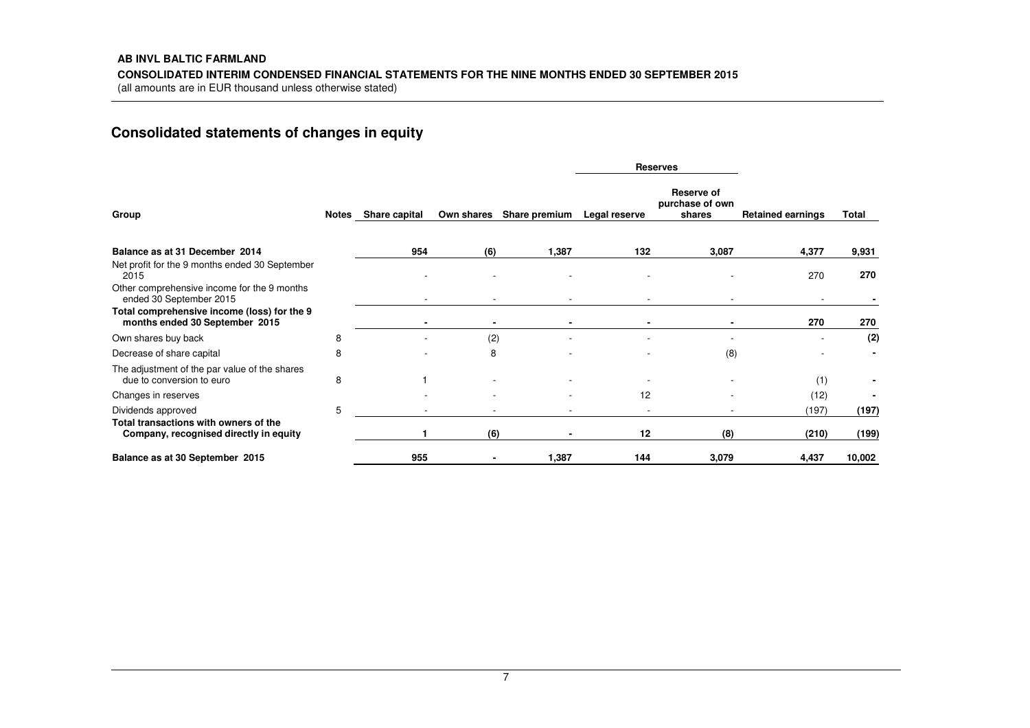## Consolidated statements of changes in equity

| Group | Notes | Share capital | Own shares | Share premium | Reserves | | Retained earnings | Total |
|---|---|---|---|---|---|---|---|---|
| | | | | | Legal reserve | Reserve of purchase of own shares | | |
| **Balance as at 31 December 2014** | | **954** | **(6)** | **1,387** | **132** | **3,087** | **4,377** | **9,931** |
| Net profit for the 9 months ended 30 September 2015 | | - | - | - | - | - | 270 | **270** |
| Other comprehensive income for the 9 months ended 30 September 2015 | | - | - | - | - | - | - | **-** |
| **Total comprehensive income (loss) for the 9 months ended 30 September 2015** | | **-** | **-** | **-** | **-** | **-** | **270** | **270** |
| Own shares buy back | 8 | - | (2) | - | - | - | - | **(2)** |
| Decrease of share capital | 8 | - | 8 | - | - | (8) | - | **-** |
| The adjustment of the par value of the shares due to conversion to euro | 8 | 1 | - | - | - | - | (1) | **-** |
| Changes in reserves | | - | - | - | 12 | - | (12) | **-** |
| Dividends approved | 5 | - | - | - | - | - | (197) | **(197)** |
| **Total transactions with owners of the Company, recognised directly in equity** | | **1** | **(6)** | **-** | **12** | **(8)** | **(210)** | **(199)** |
| **Balance as at 30 September 2015** | | **955** | **-** | **1,387** | **144** | **3,079** | **4,437** | **10,002** |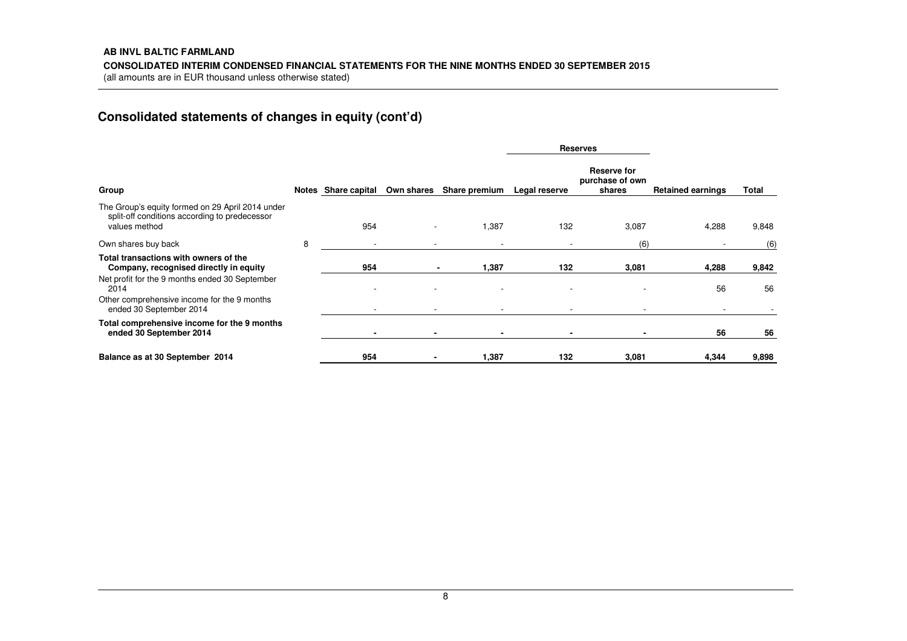**AB INVL BALTIC FARMLAND**

**CONSOLIDATED INTERIM CONDENSED FINANCIAL STATEMENTS FOR THE NINE MONTHS ENDED 30 SEPTEMBER 2015**

(all amounts are in EUR thousand unless otherwise stated)

## Consolidated statements of changes in equity (cont'd)

| | | | | | Reserves | | | |
|---|---|---|---|---|---|---|---|---|
| **Group** | **Notes** | **Share capital** | **Own shares** | **Share premium** | **Legal reserve** | **Reserve for purchase of own shares** | **Retained earnings** | **Total** |
| The Group's equity formed on 29 April 2014 under split-off conditions according to predecessor values method | | 954 | - | 1,387 | 132 | 3,087 | 4,288 | 9,848 |
| Own shares buy back | 8 | - | - | - | - | (6) | - | (6) |
| **Total transactions with owners of the Company, recognised directly in equity** | | **954** | **-** | **1,387** | **132** | **3,081** | **4,288** | **9,842** |
| Net profit for the 9 months ended 30 September 2014 | | - | - | - | - | - | 56 | 56 |
| Other comprehensive income for the 9 months ended 30 September 2014 | | - | - | - | - | - | - | - |
| **Total comprehensive income for the 9 months ended 30 September 2014** | | **-** | **-** | **-** | **-** | **-** | **56** | **56** |
| **Balance as at 30 September 2014** | | **954** | **-** | **1,387** | **132** | **3,081** | **4,344** | **9,898** |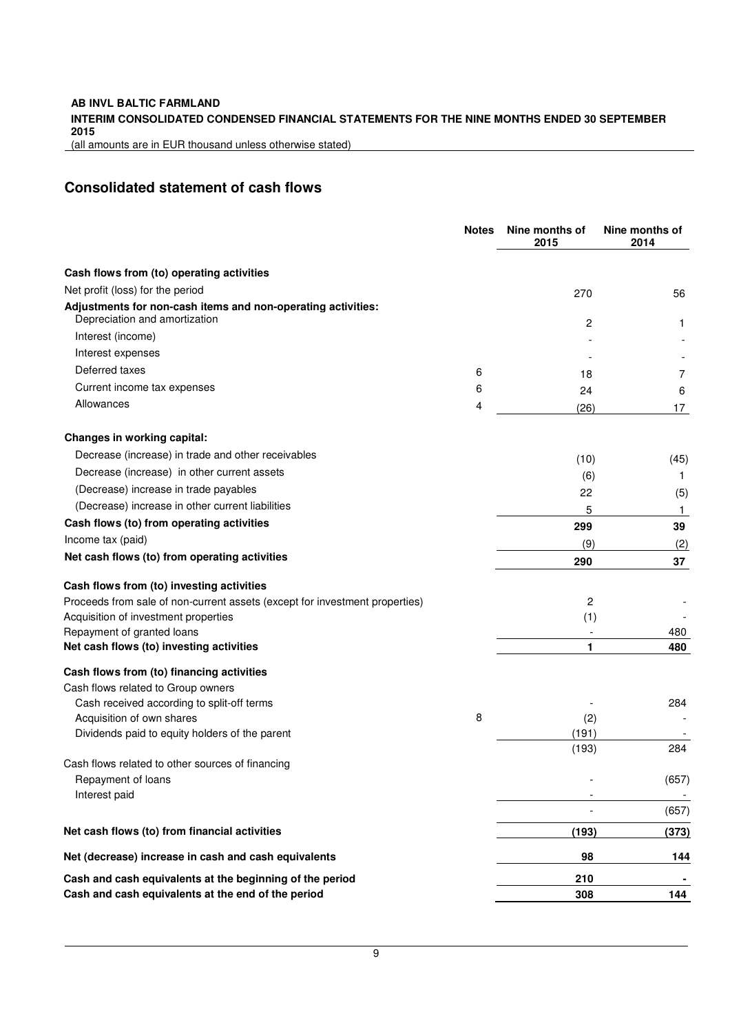## Consolidated statement of cash flows

| | Notes | Nine months of 2015 | Nine months of 2014 |
|---|---|---|---|
| **Cash flows from (to) operating activities** | | | |
| Net profit (loss) for the period | | 270 | 56 |
| **Adjustments for non-cash items and non-operating activities:** | | | |
| Depreciation and amortization | | 2 | 1 |
| Interest (income) | | - | - |
| Interest expenses | | - | - |
| Deferred taxes | 6 | 18 | 7 |
| Current income tax expenses | 6 | 24 | 6 |
| Allowances | 4 | (26) | 17 |
| **Changes in working capital:** | | | |
| Decrease (increase) in trade and other receivables | | (10) | (45) |
| Decrease (increase) in other current assets | | (6) | 1 |
| (Decrease) increase in trade payables | | 22 | (5) |
| (Decrease) increase in other current liabilities | | 5 | 1 |
| **Cash flows (to) from operating activities** | | **299** | **39** |
| Income tax (paid) | | (9) | (2) |
| **Net cash flows (to) from operating activities** | | **290** | **37** |
| **Cash flows from (to) investing activities** | | | |
| Proceeds from sale of non-current assets (except for investment properties) | | 2 | - |
| Acquisition of investment properties | | (1) | - |
| Repayment of granted loans | | - | 480 |
| **Net cash flows (to) investing activities** | | **1** | **480** |
| **Cash flows from (to) financing activities** | | | |
| Cash flows related to Group owners | | | |
| Cash received according to split-off terms | | - | 284 |
| Acquisition of own shares | 8 | (2) | - |
| Dividends paid to equity holders of the parent | | (191) | - |
| | | (193) | 284 |
| Cash flows related to other sources of financing | | | |
| Repayment of loans | | - | (657) |
| Interest paid | | - | - |
| | | - | (657) |
| **Net cash flows (to) from financial activities** | | **(193)** | **(373)** |
| **Net (decrease) increase in cash and cash equivalents** | | **98** | **144** |
| **Cash and cash equivalents at the beginning of the period** | | **210** | **-** |
| **Cash and cash equivalents at the end of the period** | | **308** | **144** |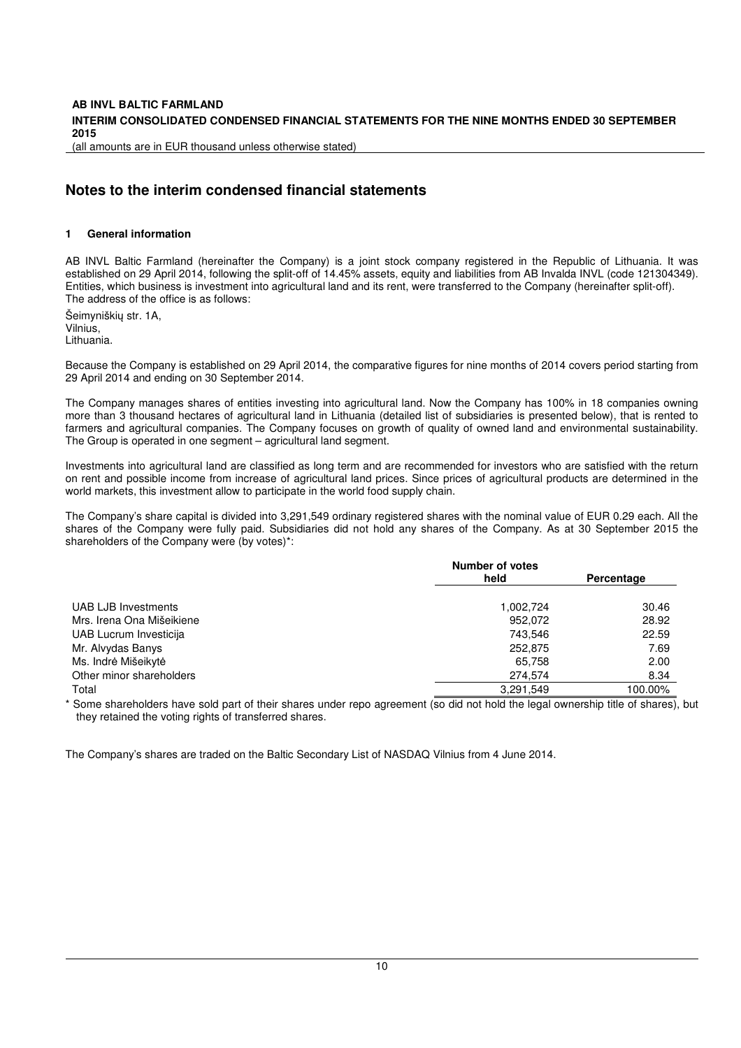# Notes to the interim condensed financial statements

## 1 General information

AB INVL Baltic Farmland (hereinafter the Company) is a joint stock company registered in the Republic of Lithuania. It was established on 29 April 2014, following the split-off of 14.45% assets, equity and liabilities from AB Invalda INVL (code 121304349). Entities, which business is investment into agricultural land and its rent, were transferred to the Company (hereinafter split-off). The address of the office is as follows:

Šeimyniškių str. 1A,
Vilnius,
Lithuania.

Because the Company is established on 29 April 2014, the comparative figures for nine months of 2014 covers period starting from 29 April 2014 and ending on 30 September 2014.

The Company manages shares of entities investing into agricultural land. Now the Company has 100% in 18 companies owning more than 3 thousand hectares of agricultural land in Lithuania (detailed list of subsidiaries is presented below), that is rented to farmers and agricultural companies. The Company focuses on growth of quality of owned land and environmental sustainability. The Group is operated in one segment – agricultural land segment.

Investments into agricultural land are classified as long term and are recommended for investors who are satisfied with the return on rent and possible income from increase of agricultural land prices. Since prices of agricultural products are determined in the world markets, this investment allow to participate in the world food supply chain.

The Company's share capital is divided into 3,291,549 ordinary registered shares with the nominal value of EUR 0.29 each. All the shares of the Company were fully paid. Subsidiaries did not hold any shares of the Company. As at 30 September 2015 the shareholders of the Company were (by votes)*:

| | Number of votes held | Percentage |
|---|---|---|
| UAB LJB Investments | 1,002,724 | 30.46 |
| Mrs. Irena Ona Mišeikiene | 952,072 | 28.92 |
| UAB Lucrum Investicija | 743,546 | 22.59 |
| Mr. Alvydas Banys | 252,875 | 7.69 |
| Ms. Indrė Mišeikytė | 65,758 | 2.00 |
| Other minor shareholders | 274,574 | 8.34 |
| Total | 3,291,549 | 100.00% |

\* Some shareholders have sold part of their shares under repo agreement (so did not hold the legal ownership title of shares), but they retained the voting rights of transferred shares.

The Company's shares are traded on the Baltic Secondary List of NASDAQ Vilnius from 4 June 2014.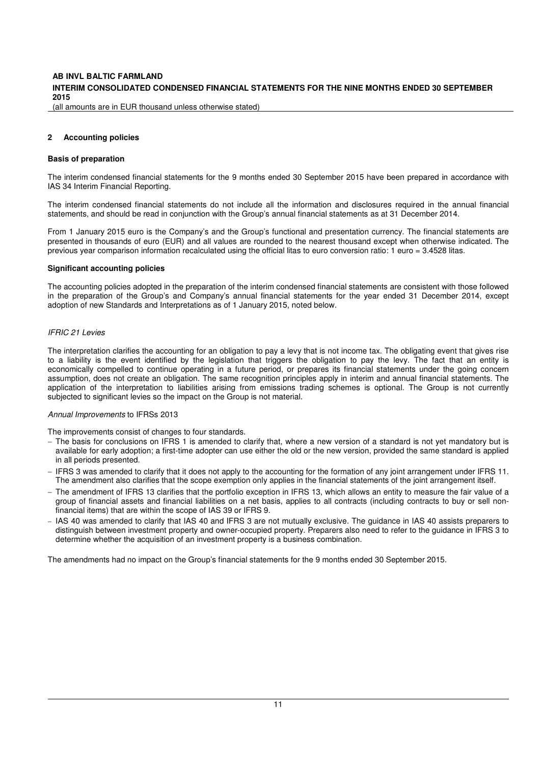## 2 Accounting policies

### Basis of preparation

The interim condensed financial statements for the 9 months ended 30 September 2015 have been prepared in accordance with IAS 34 Interim Financial Reporting.

The interim condensed financial statements do not include all the information and disclosures required in the annual financial statements, and should be read in conjunction with the Group's annual financial statements as at 31 December 2014.

From 1 January 2015 euro is the Company's and the Group's functional and presentation currency. The financial statements are presented in thousands of euro (EUR) and all values are rounded to the nearest thousand except when otherwise indicated. The previous year comparison information recalculated using the official litas to euro conversion ratio: 1 euro = 3.4528 litas.

### Significant accounting policies

The accounting policies adopted in the preparation of the interim condensed financial statements are consistent with those followed in the preparation of the Group's and Company's annual financial statements for the year ended 31 December 2014, except adoption of new Standards and Interpretations as of 1 January 2015, noted below.

*IFRIC 21 Levies*

The interpretation clarifies the accounting for an obligation to pay a levy that is not income tax. The obligating event that gives rise to a liability is the event identified by the legislation that triggers the obligation to pay the levy. The fact that an entity is economically compelled to continue operating in a future period, or prepares its financial statements under the going concern assumption, does not create an obligation. The same recognition principles apply in interim and annual financial statements. The application of the interpretation to liabilities arising from emissions trading schemes is optional. The Group is not currently subjected to significant levies so the impact on the Group is not material.

*Annual Improvements* to IFRSs 2013

The improvements consist of changes to four standards.

- The basis for conclusions on IFRS 1 is amended to clarify that, where a new version of a standard is not yet mandatory but is available for early adoption; a first-time adopter can use either the old or the new version, provided the same standard is applied in all periods presented.
- IFRS 3 was amended to clarify that it does not apply to the accounting for the formation of any joint arrangement under IFRS 11. The amendment also clarifies that the scope exemption only applies in the financial statements of the joint arrangement itself.
- The amendment of IFRS 13 clarifies that the portfolio exception in IFRS 13, which allows an entity to measure the fair value of a group of financial assets and financial liabilities on a net basis, applies to all contracts (including contracts to buy or sell non-financial items) that are within the scope of IAS 39 or IFRS 9.
- IAS 40 was amended to clarify that IAS 40 and IFRS 3 are not mutually exclusive. The guidance in IAS 40 assists preparers to distinguish between investment property and owner-occupied property. Preparers also need to refer to the guidance in IFRS 3 to determine whether the acquisition of an investment property is a business combination.

The amendments had no impact on the Group's financial statements for the 9 months ended 30 September 2015.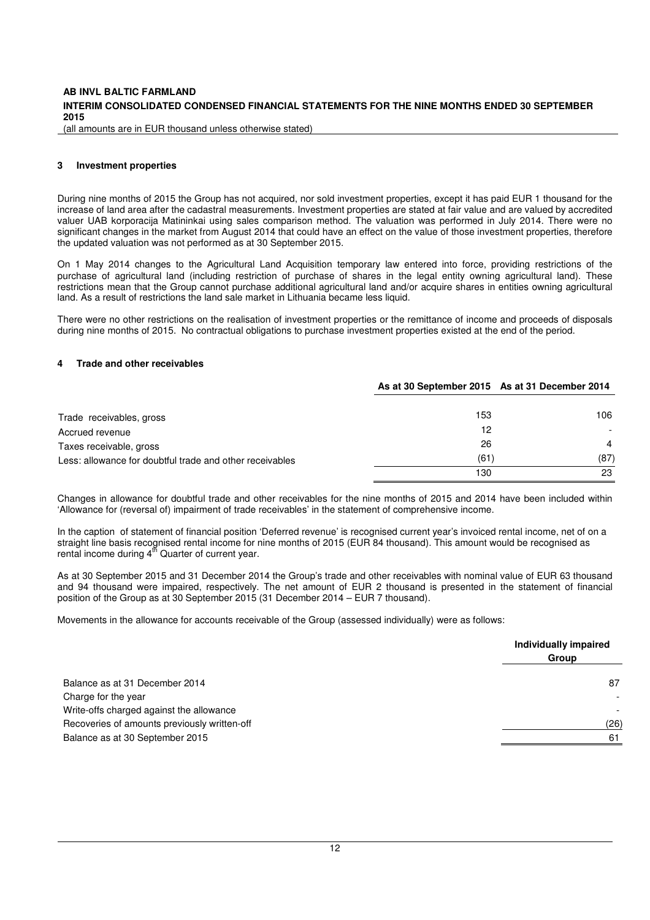## 3 Investment properties

During nine months of 2015 the Group has not acquired, nor sold investment properties, except it has paid EUR 1 thousand for the increase of land area after the cadastral measurements. Investment properties are stated at fair value and are valued by accredited valuer UAB korporacija Matininkai using sales comparison method. The valuation was performed in July 2014. There were no significant changes in the market from August 2014 that could have an effect on the value of those investment properties, therefore the updated valuation was not performed as at 30 September 2015.

On 1 May 2014 changes to the Agricultural Land Acquisition temporary law entered into force, providing restrictions of the purchase of agricultural land (including restriction of purchase of shares in the legal entity owning agricultural land). These restrictions mean that the Group cannot purchase additional agricultural land and/or acquire shares in entities owning agricultural land. As a result of restrictions the land sale market in Lithuania became less liquid.

There were no other restrictions on the realisation of investment properties or the remittance of income and proceeds of disposals during nine months of 2015. No contractual obligations to purchase investment properties existed at the end of the period.

## 4 Trade and other receivables

| | As at 30 September 2015 | As at 31 December 2014 |
|---|---|---|
| Trade receivables, gross | 153 | 106 |
| Accrued revenue | 12 | - |
| Taxes receivable, gross | 26 | 4 |
| Less: allowance for doubtful trade and other receivables | (61) | (87) |
| | 130 | 23 |

Changes in allowance for doubtful trade and other receivables for the nine months of 2015 and 2014 have been included within 'Allowance for (reversal of) impairment of trade receivables' in the statement of comprehensive income.

In the caption of statement of financial position 'Deferred revenue' is recognised current year's invoiced rental income, net of on a straight line basis recognised rental income for nine months of 2015 (EUR 84 thousand). This amount would be recognised as rental income during 4th Quarter of current year.

As at 30 September 2015 and 31 December 2014 the Group's trade and other receivables with nominal value of EUR 63 thousand and 94 thousand were impaired, respectively. The net amount of EUR 2 thousand is presented in the statement of financial position of the Group as at 30 September 2015 (31 December 2014 – EUR 7 thousand).

Movements in the allowance for accounts receivable of the Group (assessed individually) were as follows:

| | Individually impaired Group |
|---|---|
| Balance as at 31 December 2014 | 87 |
| Charge for the year | - |
| Write-offs charged against the allowance | - |
| Recoveries of amounts previously written-off | (26) |
| Balance as at 30 September 2015 | 61 |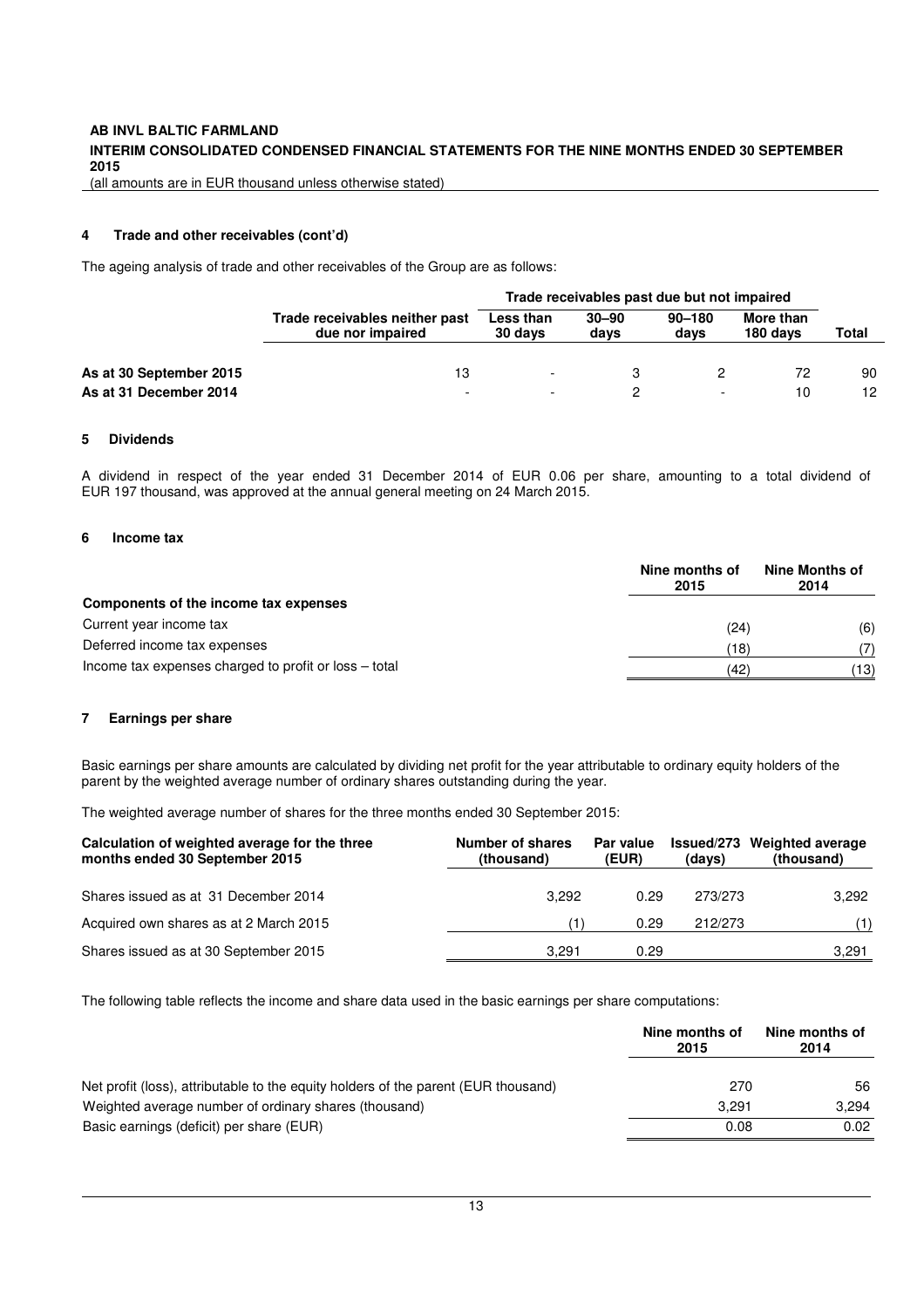### 4 Trade and other receivables (cont'd)

The ageing analysis of trade and other receivables of the Group are as follows:

| | Trade receivables neither past due nor impaired | Trade receivables past due but not impaired | | | | Total |
|---|---|---|---|---|---|---|
| | | Less than 30 days | 30–90 days | 90–180 days | More than 180 days | |
| **As at 30 September 2015** | 13 | - | 3 | 2 | 72 | 90 |
| **As at 31 December 2014** | - | - | 2 | - | 10 | 12 |

### 5 Dividends

A dividend in respect of the year ended 31 December 2014 of EUR 0.06 per share, amounting to a total dividend of EUR 197 thousand, was approved at the annual general meeting on 24 March 2015.

### 6 Income tax

| | Nine months of 2015 | Nine Months of 2014 |
|---|---|---|
| **Components of the income tax expenses** | | |
| Current year income tax | (24) | (6) |
| Deferred income tax expenses | (18) | (7) |
| Income tax expenses charged to profit or loss – total | (42) | (13) |

### 7 Earnings per share

Basic earnings per share amounts are calculated by dividing net profit for the year attributable to ordinary equity holders of the parent by the weighted average number of ordinary shares outstanding during the year.

The weighted average number of shares for the three months ended 30 September 2015:

| Calculation of weighted average for the three months ended 30 September 2015 | Number of shares (thousand) | Par value (EUR) | Issued/273 (days) | Weighted average (thousand) |
|---|---|---|---|---|
| Shares issued as at 31 December 2014 | 3,292 | 0.29 | 273/273 | 3,292 |
| Acquired own shares as at 2 March 2015 | (1) | 0.29 | 212/273 | (1) |
| Shares issued as at 30 September 2015 | 3,291 | 0.29 | | 3,291 |

The following table reflects the income and share data used in the basic earnings per share computations:

| | Nine months of 2015 | Nine months of 2014 |
|---|---|---|
| Net profit (loss), attributable to the equity holders of the parent (EUR thousand) | 270 | 56 |
| Weighted average number of ordinary shares (thousand) | 3,291 | 3,294 |
| Basic earnings (deficit) per share (EUR) | 0.08 | 0.02 |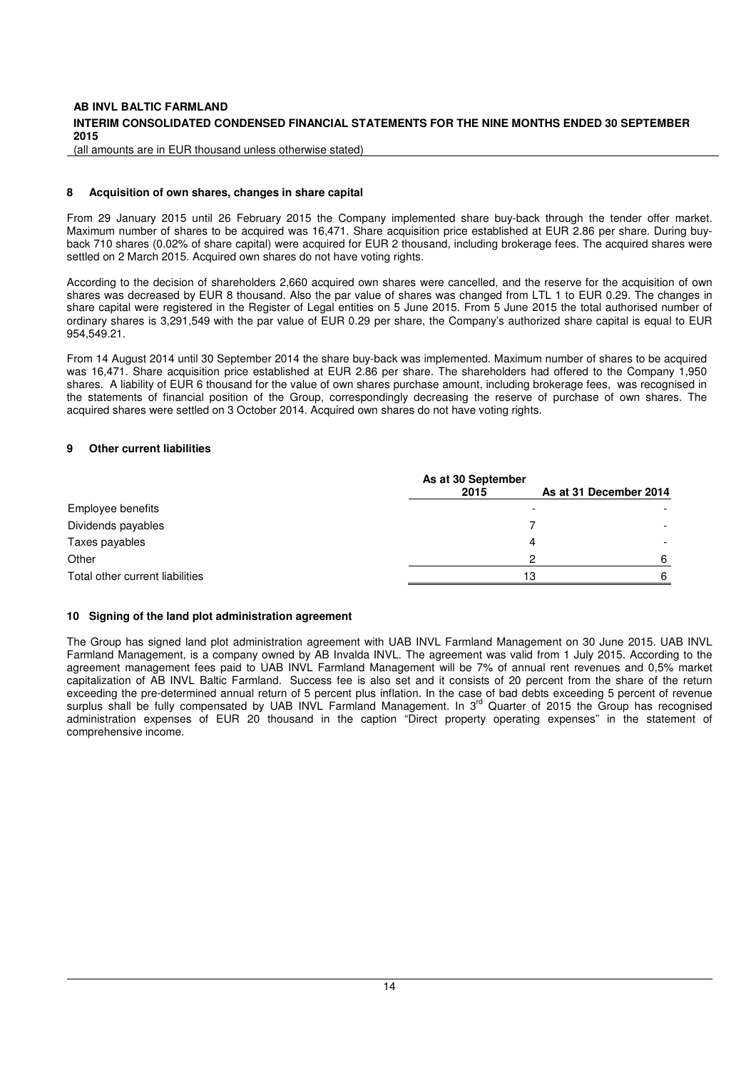## 8 Acquisition of own shares, changes in share capital

From 29 January 2015 until 26 February 2015 the Company implemented share buy-back through the tender offer market. Maximum number of shares to be acquired was 16,471. Share acquisition price established at EUR 2.86 per share. During buy-back 710 shares (0.02% of share capital) were acquired for EUR 2 thousand, including brokerage fees. The acquired shares were settled on 2 March 2015. Acquired own shares do not have voting rights.

According to the decision of shareholders 2,660 acquired own shares were cancelled, and the reserve for the acquisition of own shares was decreased by EUR 8 thousand. Also the par value of shares was changed from LTL 1 to EUR 0.29. The changes in share capital were registered in the Register of Legal entities on 5 June 2015. From 5 June 2015 the total authorised number of ordinary shares is 3,291,549 with the par value of EUR 0.29 per share, the Company's authorized share capital is equal to EUR 954,549.21.

From 14 August 2014 until 30 September 2014 the share buy-back was implemented. Maximum number of shares to be acquired was 16,471. Share acquisition price established at EUR 2.86 per share. The shareholders had offered to the Company 1,950 shares. A liability of EUR 6 thousand for the value of own shares purchase amount, including brokerage fees, was recognised in the statements of financial position of the Group, correspondingly decreasing the reserve of purchase of own shares. The acquired shares were settled on 3 October 2014. Acquired own shares do not have voting rights.

## 9 Other current liabilities

| | As at 30 September 2015 | As at 31 December 2014 |
|---|---|---|
| Employee benefits | - | - |
| Dividends payables | 7 | - |
| Taxes payables | 4 | - |
| Other | 2 | 6 |
| Total other current liabilities | 13 | 6 |

## 10 Signing of the land plot administration agreement

The Group has signed land plot administration agreement with UAB INVL Farmland Management on 30 June 2015. UAB INVL Farmland Management, is a company owned by AB Invalda INVL. The agreement was valid from 1 July 2015. According to the agreement management fees paid to UAB INVL Farmland Management will be 7% of annual rent revenues and 0,5% market capitalization of AB INVL Baltic Farmland. Success fee is also set and it consists of 20 percent from the share of the return exceeding the pre-determined annual return of 5 percent plus inflation. In the case of bad debts exceeding 5 percent of revenue surplus shall be fully compensated by UAB INVL Farmland Management. In 3rd Quarter of 2015 the Group has recognised administration expenses of EUR 20 thousand in the caption "Direct property operating expenses" in the statement of comprehensive income.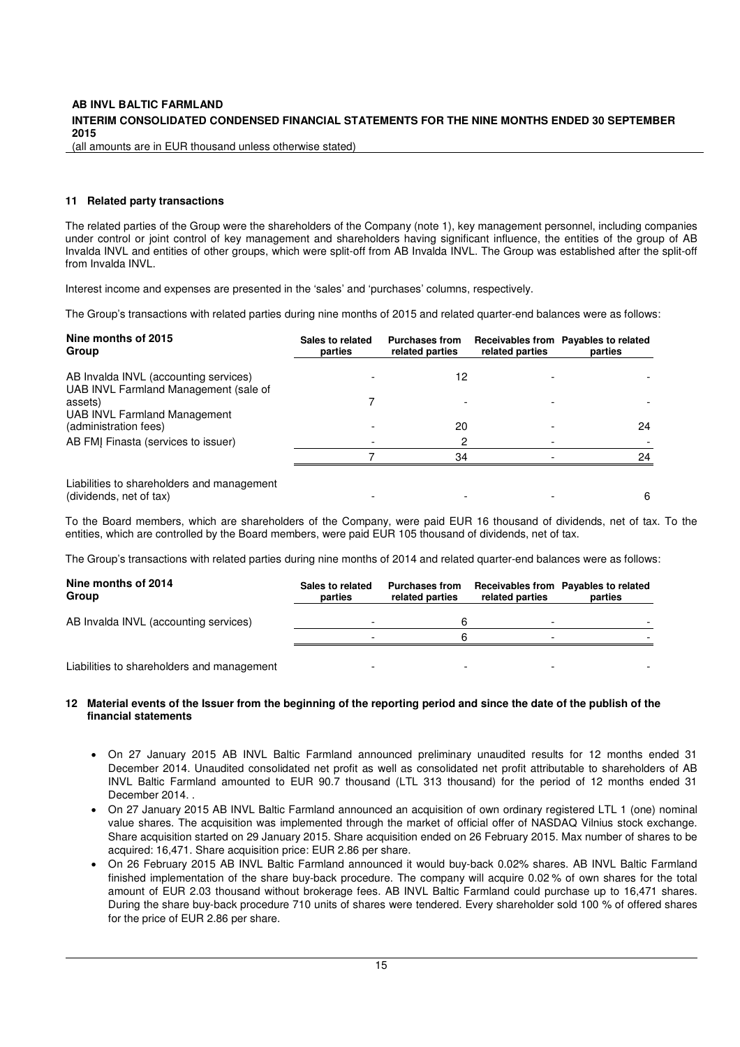## 11 Related party transactions

The related parties of the Group were the shareholders of the Company (note 1), key management personnel, including companies under control or joint control of key management and shareholders having significant influence, the entities of the group of AB Invalda INVL and entities of other groups, which were split-off from AB Invalda INVL. The Group was established after the split-off from Invalda INVL.

Interest income and expenses are presented in the 'sales' and 'purchases' columns, respectively.

The Group's transactions with related parties during nine months of 2015 and related quarter-end balances were as follows:

| Nine months of 2015 Group | Sales to related parties | Purchases from related parties | Receivables from related parties | Payables to related parties |
|---|---|---|---|---|
| AB Invalda INVL (accounting services) | - | 12 | - | - |
| UAB INVL Farmland Management (sale of assets) | 7 | - | - | - |
| UAB INVL Farmland Management (administration fees) | - | 20 | - | 24 |
| AB FMĮ Finasta (services to issuer) | - | 2 | - | - |
| | 7 | 34 | - | 24 |
| Liabilities to shareholders and management (dividends, net of tax) | - | - | - | 6 |

To the Board members, which are shareholders of the Company, were paid EUR 16 thousand of dividends, net of tax. To the entities, which are controlled by the Board members, were paid EUR 105 thousand of dividends, net of tax.

The Group's transactions with related parties during nine months of 2014 and related quarter-end balances were as follows:

| Nine months of 2014 Group | Sales to related parties | Purchases from related parties | Receivables from related parties | Payables to related parties |
|---|---|---|---|---|
| AB Invalda INVL (accounting services) | - | 6 | - | - |
| | - | 6 | - | - |
| Liabilities to shareholders and management | - | - | - | - |

## 12 Material events of the Issuer from the beginning of the reporting period and since the date of the publish of the financial statements

- On 27 January 2015 AB INVL Baltic Farmland announced preliminary unaudited results for 12 months ended 31 December 2014. Unaudited consolidated net profit as well as consolidated net profit attributable to shareholders of AB INVL Baltic Farmland amounted to EUR 90.7 thousand (LTL 313 thousand) for the period of 12 months ended 31 December 2014. .
- On 27 January 2015 AB INVL Baltic Farmland announced an acquisition of own ordinary registered LTL 1 (one) nominal value shares. The acquisition was implemented through the market of official offer of NASDAQ Vilnius stock exchange. Share acquisition started on 29 January 2015. Share acquisition ended on 26 February 2015. Max number of shares to be acquired: 16,471. Share acquisition price: EUR 2.86 per share.
- On 26 February 2015 AB INVL Baltic Farmland announced it would buy-back 0.02% shares. AB INVL Baltic Farmland finished implementation of the share buy-back procedure. The company will acquire 0.02 % of own shares for the total amount of EUR 2.03 thousand without brokerage fees. AB INVL Baltic Farmland could purchase up to 16,471 shares. During the share buy-back procedure 710 units of shares were tendered. Every shareholder sold 100 % of offered shares for the price of EUR 2.86 per share.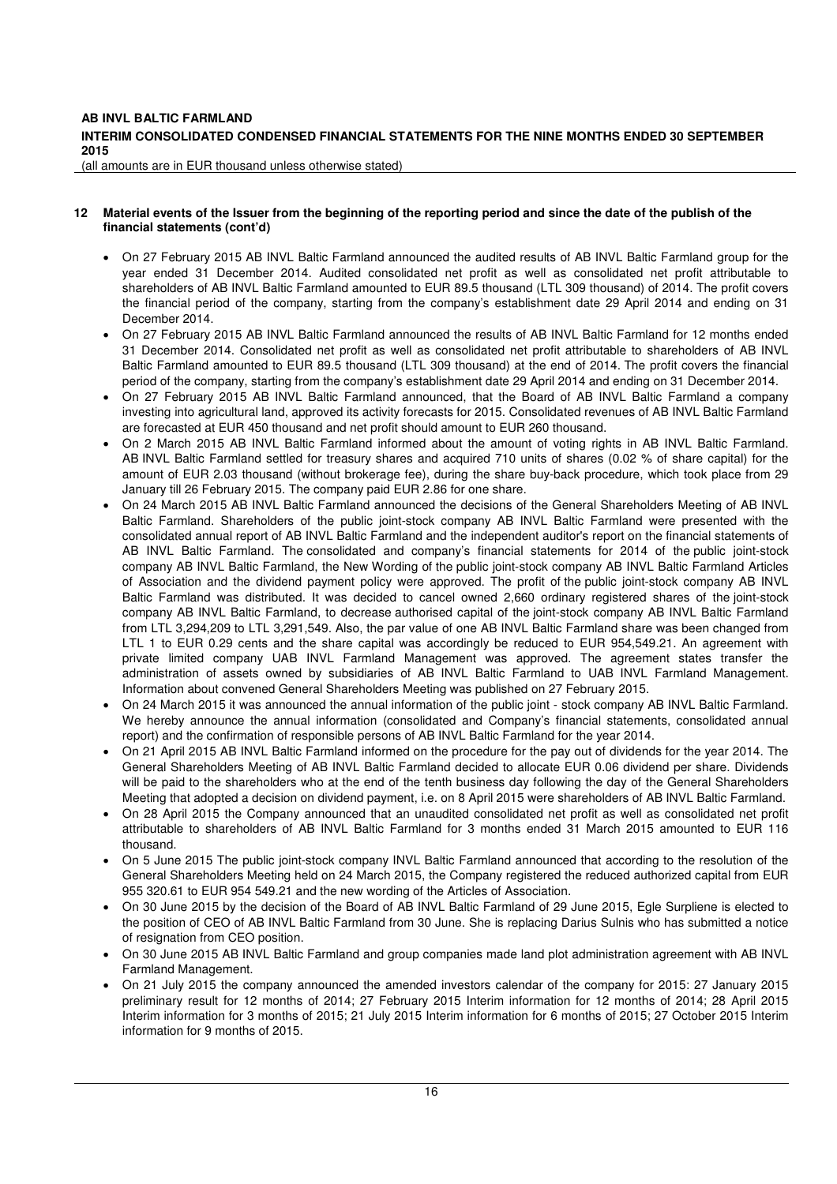## 12 Material events of the Issuer from the beginning of the reporting period and since the date of the publish of the financial statements (cont'd)

- On 27 February 2015 AB INVL Baltic Farmland announced the audited results of AB INVL Baltic Farmland group for the year ended 31 December 2014. Audited consolidated net profit as well as consolidated net profit attributable to shareholders of AB INVL Baltic Farmland amounted to EUR 89.5 thousand (LTL 309 thousand) of 2014. The profit covers the financial period of the company, starting from the company's establishment date 29 April 2014 and ending on 31 December 2014.
- On 27 February 2015 AB INVL Baltic Farmland announced the results of AB INVL Baltic Farmland for 12 months ended 31 December 2014. Consolidated net profit as well as consolidated net profit attributable to shareholders of AB INVL Baltic Farmland amounted to EUR 89.5 thousand (LTL 309 thousand) at the end of 2014. The profit covers the financial period of the company, starting from the company's establishment date 29 April 2014 and ending on 31 December 2014.
- On 27 February 2015 AB INVL Baltic Farmland announced, that the Board of AB INVL Baltic Farmland a company investing into agricultural land, approved its activity forecasts for 2015. Consolidated revenues of AB INVL Baltic Farmland are forecasted at EUR 450 thousand and net profit should amount to EUR 260 thousand.
- On 2 March 2015 AB INVL Baltic Farmland informed about the amount of voting rights in AB INVL Baltic Farmland. AB INVL Baltic Farmland settled for treasury shares and acquired 710 units of shares (0.02 % of share capital) for the amount of EUR 2.03 thousand (without brokerage fee), during the share buy-back procedure, which took place from 29 January till 26 February 2015. The company paid EUR 2.86 for one share.
- On 24 March 2015 AB INVL Baltic Farmland announced the decisions of the General Shareholders Meeting of AB INVL Baltic Farmland. Shareholders of the public joint-stock company AB INVL Baltic Farmland were presented with the consolidated annual report of AB INVL Baltic Farmland and the independent auditor's report on the financial statements of AB INVL Baltic Farmland. The consolidated and company's financial statements for 2014 of the public joint-stock company AB INVL Baltic Farmland, the New Wording of the public joint-stock company AB INVL Baltic Farmland Articles of Association and the dividend payment policy were approved. The profit of the public joint-stock company AB INVL Baltic Farmland was distributed. It was decided to cancel owned 2,660 ordinary registered shares of the joint-stock company AB INVL Baltic Farmland, to decrease authorised capital of the joint-stock company AB INVL Baltic Farmland from LTL 3,294,209 to LTL 3,291,549. Also, the par value of one AB INVL Baltic Farmland share was been changed from LTL 1 to EUR 0.29 cents and the share capital was accordingly be reduced to EUR 954,549.21. An agreement with private limited company UAB INVL Farmland Management was approved. The agreement states transfer the administration of assets owned by subsidiaries of AB INVL Baltic Farmland to UAB INVL Farmland Management. Information about convened General Shareholders Meeting was published on 27 February 2015.
- On 24 March 2015 it was announced the annual information of the public joint - stock company AB INVL Baltic Farmland. We hereby announce the annual information (consolidated and Company's financial statements, consolidated annual report) and the confirmation of responsible persons of AB INVL Baltic Farmland for the year 2014.
- On 21 April 2015 AB INVL Baltic Farmland informed on the procedure for the pay out of dividends for the year 2014. The General Shareholders Meeting of AB INVL Baltic Farmland decided to allocate EUR 0.06 dividend per share. Dividends will be paid to the shareholders who at the end of the tenth business day following the day of the General Shareholders Meeting that adopted a decision on dividend payment, i.e. on 8 April 2015 were shareholders of AB INVL Baltic Farmland.
- On 28 April 2015 the Company announced that an unaudited consolidated net profit as well as consolidated net profit attributable to shareholders of AB INVL Baltic Farmland for 3 months ended 31 March 2015 amounted to EUR 116 thousand.
- On 5 June 2015 The public joint-stock company INVL Baltic Farmland announced that according to the resolution of the General Shareholders Meeting held on 24 March 2015, the Company registered the reduced authorized capital from EUR 955 320.61 to EUR 954 549.21 and the new wording of the Articles of Association.
- On 30 June 2015 by the decision of the Board of AB INVL Baltic Farmland of 29 June 2015, Egle Surpliene is elected to the position of CEO of AB INVL Baltic Farmland from 30 June. She is replacing Darius Sulnis who has submitted a notice of resignation from CEO position.
- On 30 June 2015 AB INVL Baltic Farmland and group companies made land plot administration agreement with AB INVL Farmland Management.
- On 21 July 2015 the company announced the amended investors calendar of the company for 2015: 27 January 2015 preliminary result for 12 months of 2014; 27 February 2015 Interim information for 12 months of 2014; 28 April 2015 Interim information for 3 months of 2015; 21 July 2015 Interim information for 6 months of 2015; 27 October 2015 Interim information for 9 months of 2015.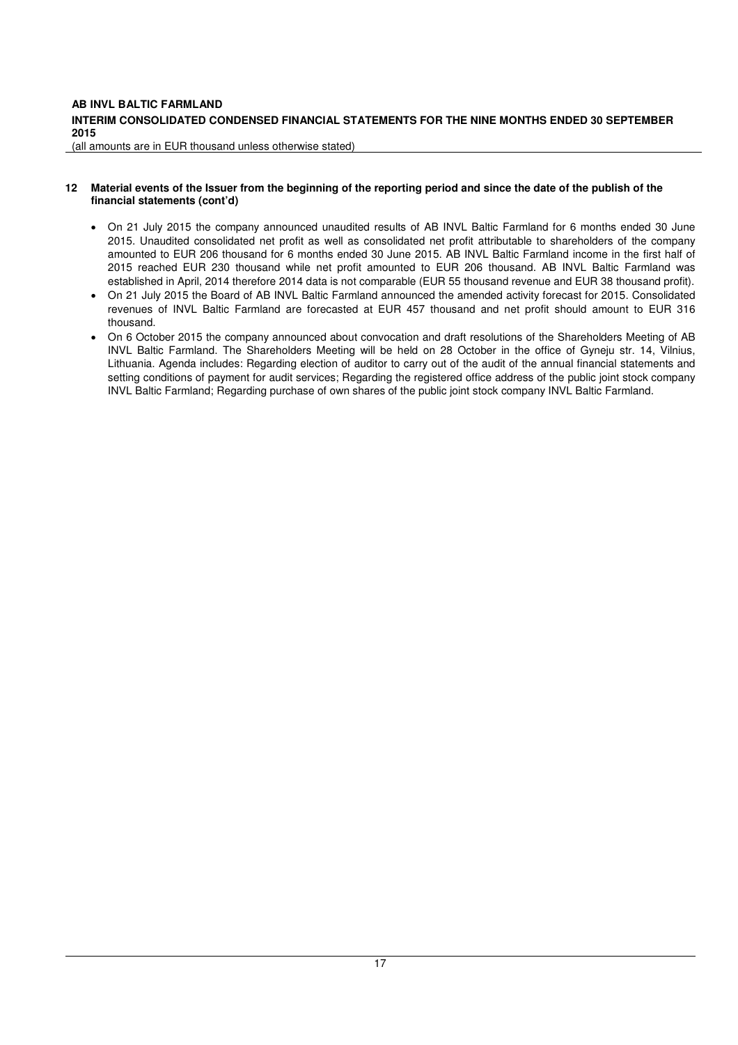## 12 Material events of the Issuer from the beginning of the reporting period and since the date of the publish of the financial statements (cont'd)

- On 21 July 2015 the company announced unaudited results of AB INVL Baltic Farmland for 6 months ended 30 June 2015. Unaudited consolidated net profit as well as consolidated net profit attributable to shareholders of the company amounted to EUR 206 thousand for 6 months ended 30 June 2015. AB INVL Baltic Farmland income in the first half of 2015 reached EUR 230 thousand while net profit amounted to EUR 206 thousand. AB INVL Baltic Farmland was established in April, 2014 therefore 2014 data is not comparable (EUR 55 thousand revenue and EUR 38 thousand profit).
- On 21 July 2015 the Board of AB INVL Baltic Farmland announced the amended activity forecast for 2015. Consolidated revenues of INVL Baltic Farmland are forecasted at EUR 457 thousand and net profit should amount to EUR 316 thousand.
- On 6 October 2015 the company announced about convocation and draft resolutions of the Shareholders Meeting of AB INVL Baltic Farmland. The Shareholders Meeting will be held on 28 October in the office of Gyneju str. 14, Vilnius, Lithuania. Agenda includes: Regarding election of auditor to carry out of the audit of the annual financial statements and setting conditions of payment for audit services; Regarding the registered office address of the public joint stock company INVL Baltic Farmland; Regarding purchase of own shares of the public joint stock company INVL Baltic Farmland.